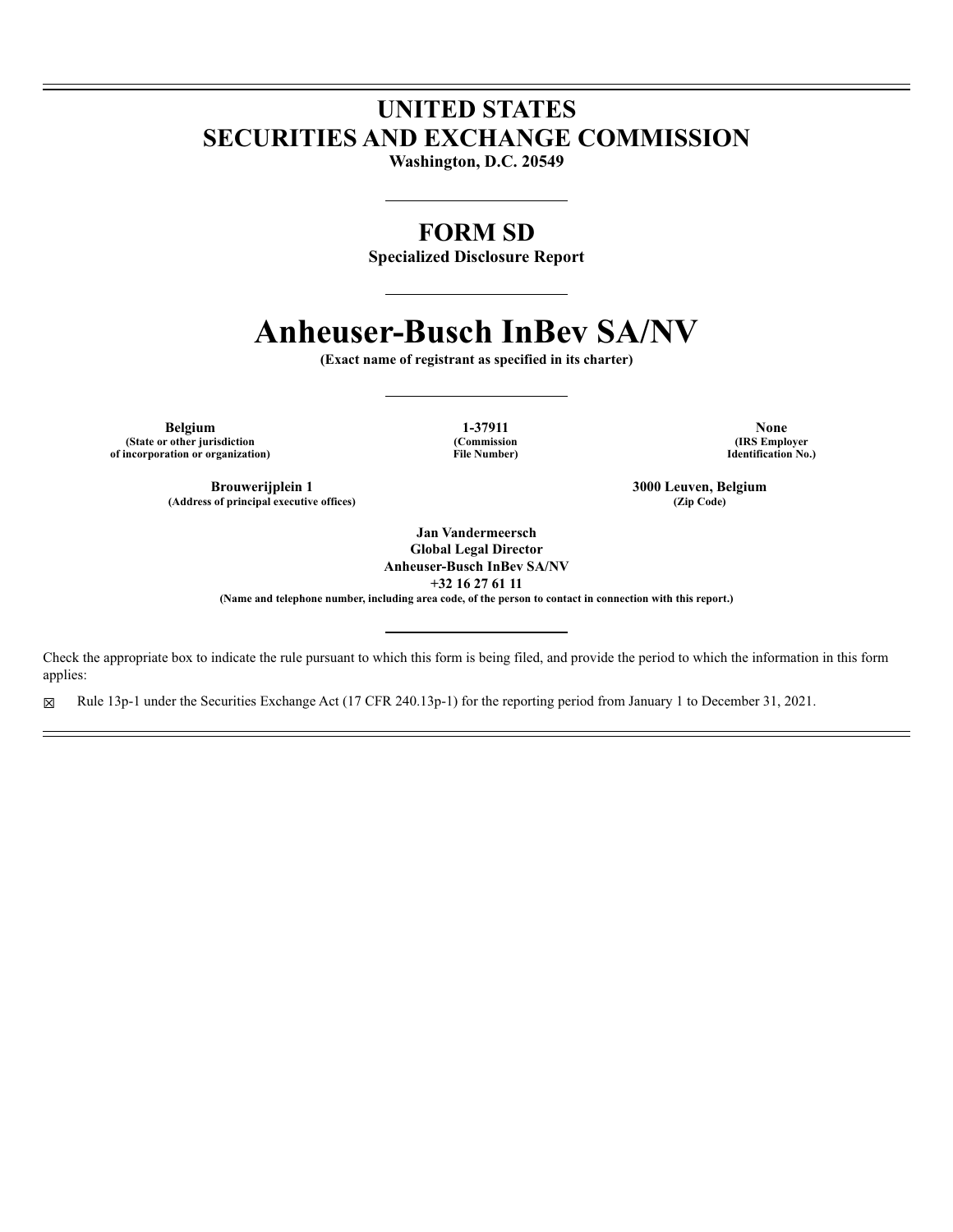# UNITED STATES
# SECURITIES AND EXCHANGE COMMISSION

**Washington, D.C. 20549**

---

## FORM SD

**Specialized Disclosure Report**

---

# Anheuser-Busch InBev SA/NV

**(Exact name of registrant as specified in its charter)**

---

| **Belgium** | **1-37911** | **None** |
|---|---|---|
| **(State or other jurisdiction of incorporation or organization)** | **(Commission File Number)** | **(IRS Employer Identification No.)** |

| **Brouwerijplein 1** | **3000 Leuven, Belgium** |
|---|---|
| **(Address of principal executive offices)** | **(Zip Code)** |

**Jan Vandermeersch**
**Global Legal Director**
**Anheuser-Busch InBev SA/NV**
**+32 16 27 61 11**
**(Name and telephone number, including area code, of the person to contact in connection with this report.)**

---

Check the appropriate box to indicate the rule pursuant to which this form is being filed, and provide the period to which the information in this form applies:

☒ Rule 13p-1 under the Securities Exchange Act (17 CFR 240.13p-1) for the reporting period from January 1 to December 31, 2021.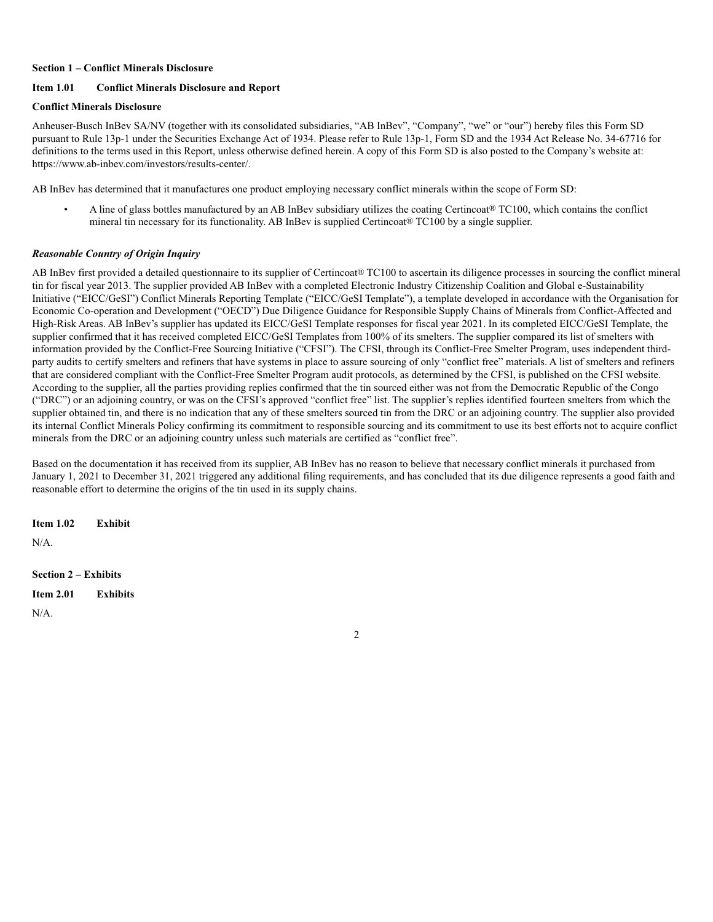**Section 1 – Conflict Minerals Disclosure**

**Item 1.01 Conflict Minerals Disclosure and Report**

**Conflict Minerals Disclosure**

Anheuser-Busch InBev SA/NV (together with its consolidated subsidiaries, "AB InBev", "Company", "we" or "our") hereby files this Form SD pursuant to Rule 13p-1 under the Securities Exchange Act of 1934. Please refer to Rule 13p-1, Form SD and the 1934 Act Release No. 34-67716 for definitions to the terms used in this Report, unless otherwise defined herein. A copy of this Form SD is also posted to the Company's website at: https://www.ab-inbev.com/investors/results-center/.

AB InBev has determined that it manufactures one product employing necessary conflict minerals within the scope of Form SD:

- A line of glass bottles manufactured by an AB InBev subsidiary utilizes the coating Certincoat® TC100, which contains the conflict mineral tin necessary for its functionality. AB InBev is supplied Certincoat® TC100 by a single supplier.

***Reasonable Country of Origin Inquiry***

AB InBev first provided a detailed questionnaire to its supplier of Certincoat® TC100 to ascertain its diligence processes in sourcing the conflict mineral tin for fiscal year 2013. The supplier provided AB InBev with a completed Electronic Industry Citizenship Coalition and Global e-Sustainability Initiative ("EICC/GeSI") Conflict Minerals Reporting Template ("EICC/GeSI Template"), a template developed in accordance with the Organisation for Economic Co-operation and Development ("OECD") Due Diligence Guidance for Responsible Supply Chains of Minerals from Conflict-Affected and High-Risk Areas. AB InBev's supplier has updated its EICC/GeSI Template responses for fiscal year 2021. In its completed EICC/GeSI Template, the supplier confirmed that it has received completed EICC/GeSI Templates from 100% of its smelters. The supplier compared its list of smelters with information provided by the Conflict-Free Sourcing Initiative ("CFSI"). The CFSI, through its Conflict-Free Smelter Program, uses independent third-party audits to certify smelters and refiners that have systems in place to assure sourcing of only "conflict free" materials. A list of smelters and refiners that are considered compliant with the Conflict-Free Smelter Program audit protocols, as determined by the CFSI, is published on the CFSI website. According to the supplier, all the parties providing replies confirmed that the tin sourced either was not from the Democratic Republic of the Congo ("DRC") or an adjoining country, or was on the CFSI's approved "conflict free" list. The supplier's replies identified fourteen smelters from which the supplier obtained tin, and there is no indication that any of these smelters sourced tin from the DRC or an adjoining country. The supplier also provided its internal Conflict Minerals Policy confirming its commitment to responsible sourcing and its commitment to use its best efforts not to acquire conflict minerals from the DRC or an adjoining country unless such materials are certified as "conflict free".

Based on the documentation it has received from its supplier, AB InBev has no reason to believe that necessary conflict minerals it purchased from January 1, 2021 to December 31, 2021 triggered any additional filing requirements, and has concluded that its due diligence represents a good faith and reasonable effort to determine the origins of the tin used in its supply chains.

**Item 1.02 Exhibit**

N/A.

**Section 2 – Exhibits**

**Item 2.01 Exhibits**

N/A.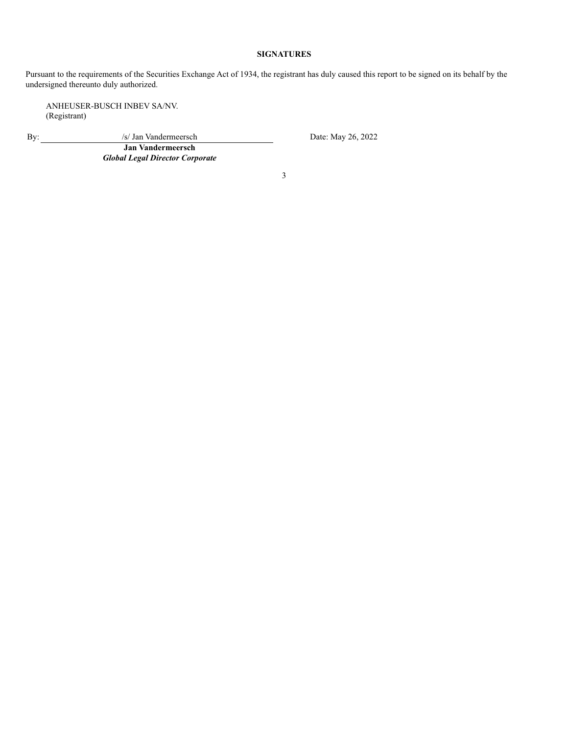## SIGNATURES

Pursuant to the requirements of the Securities Exchange Act of 1934, the registrant has duly caused this report to be signed on its behalf by the undersigned thereunto duly authorized.

ANHEUSER-BUSCH INBEV SA/NV.
(Registrant)

By: /s/ Jan Vandermeersch

**Jan Vandermeersch**
***Global Legal Director Corporate***

Date: May 26, 2022